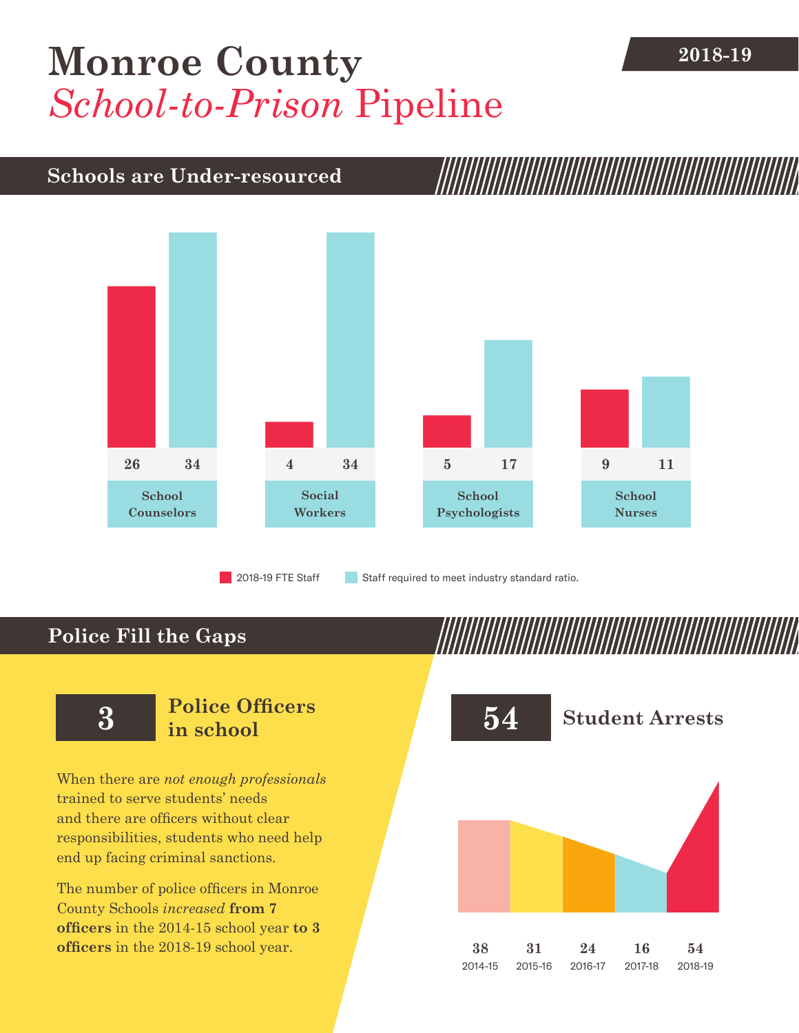# Monroe County *School-to-Prison* Pipeline

**2018-19**

## Schools are Under-resourced

| | 2018-19 FTE Staff | Staff required to meet industry standard ratio. |
|---|---|---|
| School Counselors | 26 | 34 |
| Social Workers | 4 | 34 |
| School Psychologists | 5 | 17 |
| School Nurses | 9 | 11 |

## Police Fill the Gaps

### 3 Police Officers in school

When there are *not enough professionals* trained to serve students' needs and there are officers without clear responsibilities, students who need help end up facing criminal sanctions.

The number of police officers in Monroe County Schools *increased* **from 7 officers** in the 2014-15 school year **to 3 officers** in the 2018-19 school year.

### 54 Student Arrests

| 2014-15 | 2015-16 | 2016-17 | 2017-18 | 2018-19 |
|---|---|---|---|---|
| 38 | 31 | 24 | 16 | 54 |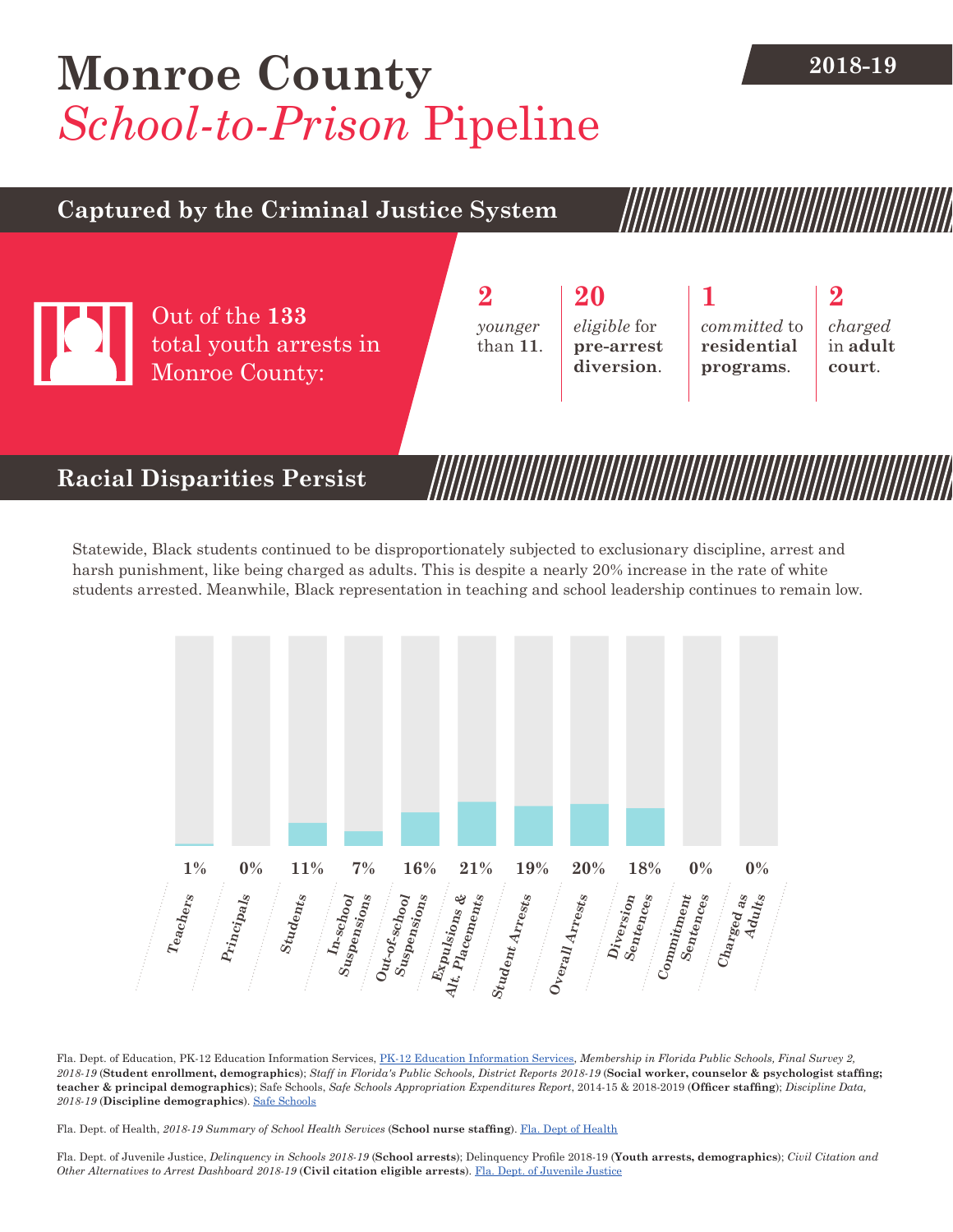# Monroe County

# *School-to-Prison* Pipeline

2018-19

## Captured by the Criminal Justice System

Out of the **133** total youth arrests in Monroe County:

**2** *younger* than **11**.

**20** *eligible* for **pre-arrest diversion**.

**1** *committed* to **residential programs**.

**2** *charged* in **adult court**.

## Racial Disparities Persist

Statewide, Black students continued to be disproportionately subjected to exclusionary discipline, arrest and harsh punishment, like being charged as adults. This is despite a nearly 20% increase in the rate of white students arrested. Meanwhile, Black representation in teaching and school leadership continues to remain low.

1% Teachers
0% Principals
11% Students
7% In-school Suspensions
16% Out-of-school Suspensions
21% Expulsions & Alt. Placements
19% Student Arrests
20% Overall Arrests
18% Diversion Sentences
0% Commitment Sentences
0% Charged as Adults

Fla. Dept. of Education, PK-12 Education Information Services, PK-12 Education Information Services, *Membership in Florida Public Schools, Final Survey 2, 2018-19* (**Student enrollment, demographics**); *Staff in Florida's Public Schools, District Reports 2018-19* (**Social worker, counselor & psychologist staffing; teacher & principal demographics**); Safe Schools, *Safe Schools Appropriation Expenditures Report*, 2014-15 & 2018-2019 (**Officer staffing**); *Discipline Data, 2018-19* (**Discipline demographics**). Safe Schools

Fla. Dept. of Health, *2018-19 Summary of School Health Services* (**School nurse staffing**). Fla. Dept of Health

Fla. Dept. of Juvenile Justice, *Delinquency in Schools 2018-19* (**School arrests**); Delinquency Profile 2018-19 (**Youth arrests, demographics**); *Civil Citation and Other Alternatives to Arrest Dashboard 2018-19* (**Civil citation eligible arrests**). Fla. Dept. of Juvenile Justice